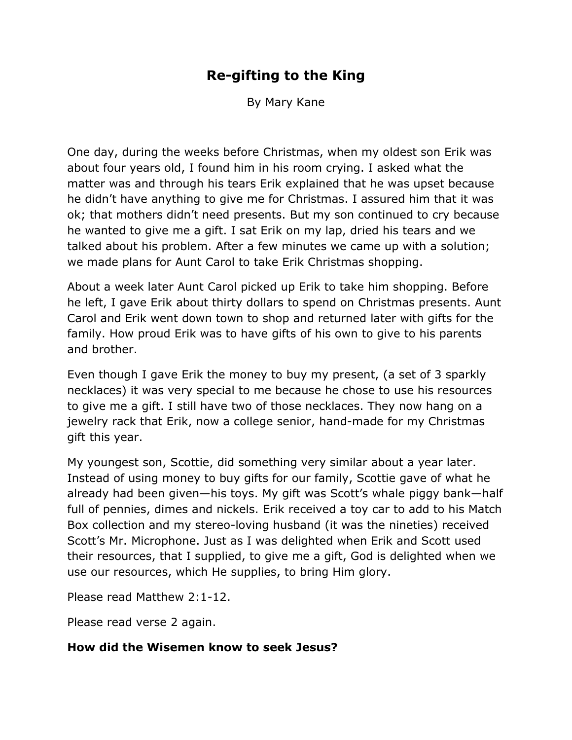# Re-gifting to the King

By Mary Kane

One day, during the weeks before Christmas, when my oldest son Erik was about four years old, I found him in his room crying. I asked what the matter was and through his tears Erik explained that he was upset because he didn't have anything to give me for Christmas. I assured him that it was ok; that mothers didn't need presents. But my son continued to cry because he wanted to give me a gift. I sat Erik on my lap, dried his tears and we talked about his problem. After a few minutes we came up with a solution; we made plans for Aunt Carol to take Erik Christmas shopping.

About a week later Aunt Carol picked up Erik to take him shopping. Before he left, I gave Erik about thirty dollars to spend on Christmas presents. Aunt Carol and Erik went down town to shop and returned later with gifts for the family. How proud Erik was to have gifts of his own to give to his parents and brother.

Even though I gave Erik the money to buy my present, (a set of 3 sparkly necklaces) it was very special to me because he chose to use his resources to give me a gift. I still have two of those necklaces. They now hang on a jewelry rack that Erik, now a college senior, hand-made for my Christmas gift this year.

My youngest son, Scottie, did something very similar about a year later. Instead of using money to buy gifts for our family, Scottie gave of what he already had been given—his toys. My gift was Scott's whale piggy bank—half full of pennies, dimes and nickels. Erik received a toy car to add to his Match Box collection and my stereo-loving husband (it was the nineties) received Scott's Mr. Microphone. Just as I was delighted when Erik and Scott used their resources, that I supplied, to give me a gift, God is delighted when we use our resources, which He supplies, to bring Him glory.

Please read Matthew 2:1-12.

Please read verse 2 again.

**How did the Wisemen know to seek Jesus?**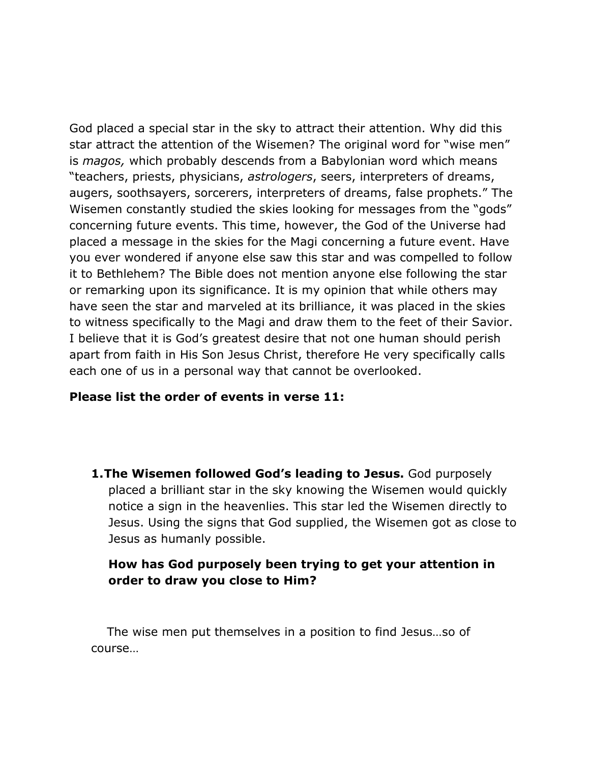God placed a special star in the sky to attract their attention. Why did this star attract the attention of the Wisemen? The original word for "wise men" is *magos,* which probably descends from a Babylonian word which means "teachers, priests, physicians, *astrologers*, seers, interpreters of dreams, augers, soothsayers, sorcerers, interpreters of dreams, false prophets." The Wisemen constantly studied the skies looking for messages from the "gods" concerning future events. This time, however, the God of the Universe had placed a message in the skies for the Magi concerning a future event. Have you ever wondered if anyone else saw this star and was compelled to follow it to Bethlehem? The Bible does not mention anyone else following the star or remarking upon its significance. It is my opinion that while others may have seen the star and marveled at its brilliance, it was placed in the skies to witness specifically to the Magi and draw them to the feet of their Savior. I believe that it is God's greatest desire that not one human should perish apart from faith in His Son Jesus Christ, therefore He very specifically calls each one of us in a personal way that cannot be overlooked.

**Please list the order of events in verse 11:**

1. **The Wisemen followed God's leading to Jesus.** God purposely placed a brilliant star in the sky knowing the Wisemen would quickly notice a sign in the heavenlies. This star led the Wisemen directly to Jesus. Using the signs that God supplied, the Wisemen got as close to Jesus as humanly possible.

   **How has God purposely been trying to get your attention in order to draw you close to Him?**

The wise men put themselves in a position to find Jesus…so of course…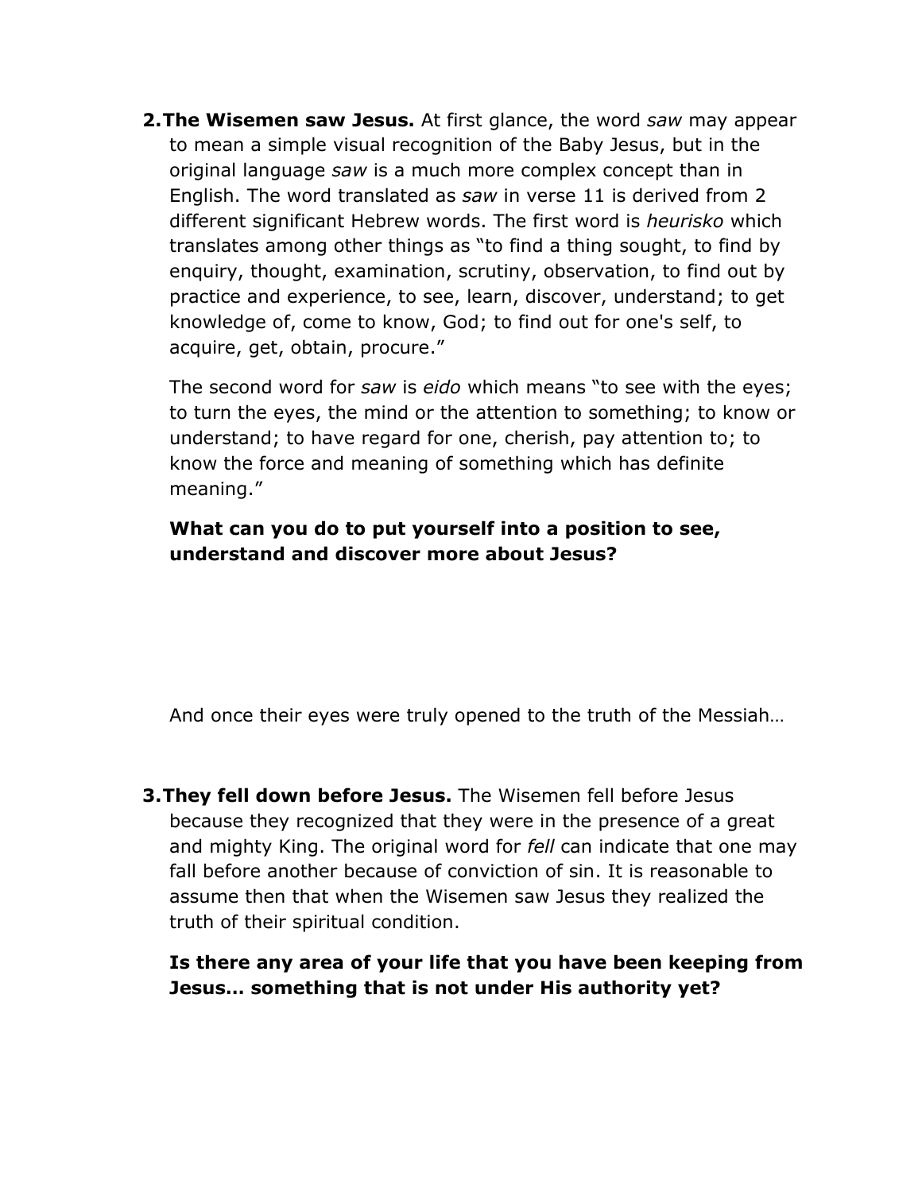2. **The Wisemen saw Jesus.** At first glance, the word *saw* may appear to mean a simple visual recognition of the Baby Jesus, but in the original language *saw* is a much more complex concept than in English. The word translated as *saw* in verse 11 is derived from 2 different significant Hebrew words. The first word is *heurisko* which translates among other things as "to find a thing sought, to find by enquiry, thought, examination, scrutiny, observation, to find out by practice and experience, to see, learn, discover, understand; to get knowledge of, come to know, God; to find out for one's self, to acquire, get, obtain, procure."

   The second word for *saw* is *eido* which means "to see with the eyes; to turn the eyes, the mind or the attention to something; to know or understand; to have regard for one, cherish, pay attention to; to know the force and meaning of something which has definite meaning."

   **What can you do to put yourself into a position to see, understand and discover more about Jesus?**

   And once their eyes were truly opened to the truth of the Messiah…

3. **They fell down before Jesus.** The Wisemen fell before Jesus because they recognized that they were in the presence of a great and mighty King. The original word for *fell* can indicate that one may fall before another because of conviction of sin. It is reasonable to assume then that when the Wisemen saw Jesus they realized the truth of their spiritual condition.

   **Is there any area of your life that you have been keeping from Jesus… something that is not under His authority yet?**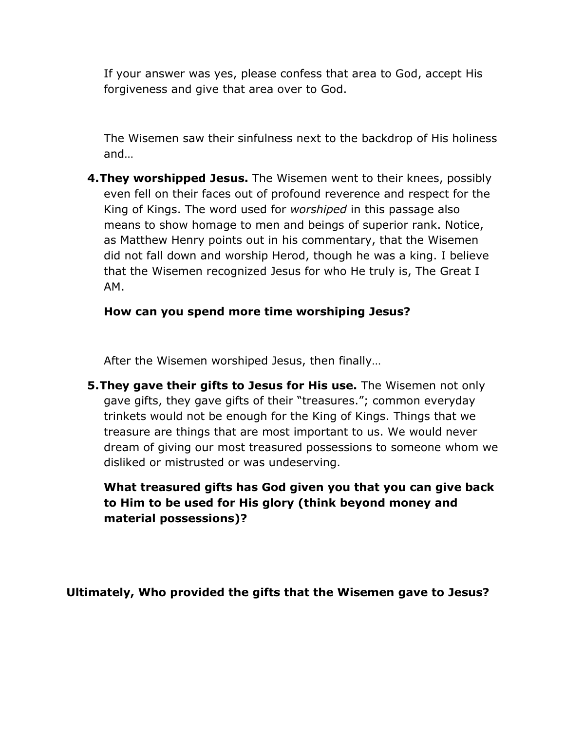If your answer was yes, please confess that area to God, accept His forgiveness and give that area over to God.

The Wisemen saw their sinfulness next to the backdrop of His holiness and…

4. **They worshipped Jesus.** The Wisemen went to their knees, possibly even fell on their faces out of profound reverence and respect for the King of Kings. The word used for *worshiped* in this passage also means to show homage to men and beings of superior rank. Notice, as Matthew Henry points out in his commentary, that the Wisemen did not fall down and worship Herod, though he was a king. I believe that the Wisemen recognized Jesus for who He truly is, The Great I AM.

   **How can you spend more time worshiping Jesus?**

   After the Wisemen worshiped Jesus, then finally…

5. **They gave their gifts to Jesus for His use.** The Wisemen not only gave gifts, they gave gifts of their "treasures."; common everyday trinkets would not be enough for the King of Kings. Things that we treasure are things that are most important to us. We would never dream of giving our most treasured possessions to someone whom we disliked or mistrusted or was undeserving.

   **What treasured gifts has God given you that you can give back to Him to be used for His glory (think beyond money and material possessions)?**

**Ultimately, Who provided the gifts that the Wisemen gave to Jesus?**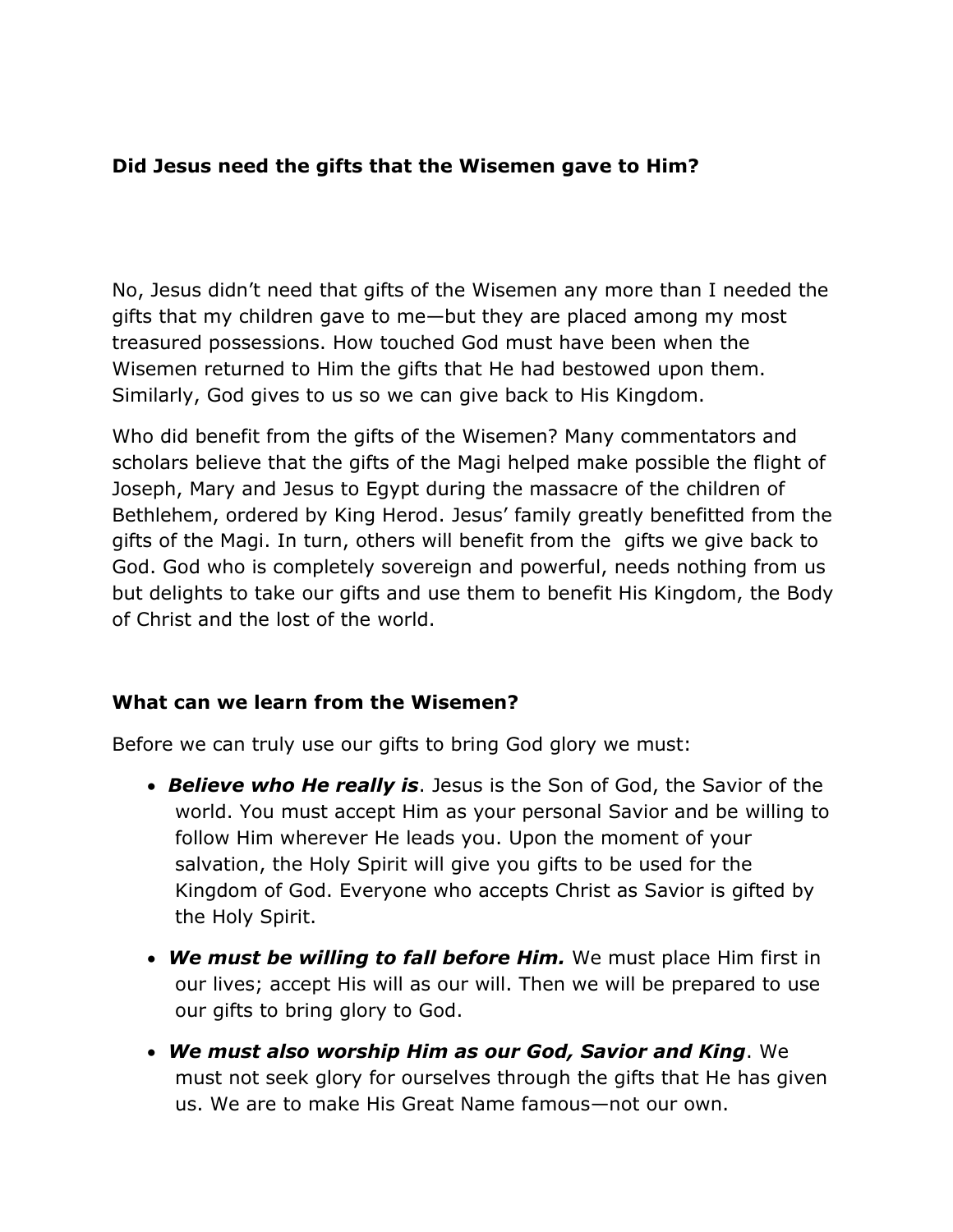**Did Jesus need the gifts that the Wisemen gave to Him?**

No, Jesus didn't need that gifts of the Wisemen any more than I needed the gifts that my children gave to me—but they are placed among my most treasured possessions. How touched God must have been when the Wisemen returned to Him the gifts that He had bestowed upon them. Similarly, God gives to us so we can give back to His Kingdom.

Who did benefit from the gifts of the Wisemen? Many commentators and scholars believe that the gifts of the Magi helped make possible the flight of Joseph, Mary and Jesus to Egypt during the massacre of the children of Bethlehem, ordered by King Herod. Jesus' family greatly benefitted from the gifts of the Magi. In turn, others will benefit from the gifts we give back to God. God who is completely sovereign and powerful, needs nothing from us but delights to take our gifts and use them to benefit His Kingdom, the Body of Christ and the lost of the world.

**What can we learn from the Wisemen?**

Before we can truly use our gifts to bring God glory we must:

- ***Believe who He really is***. Jesus is the Son of God, the Savior of the world. You must accept Him as your personal Savior and be willing to follow Him wherever He leads you. Upon the moment of your salvation, the Holy Spirit will give you gifts to be used for the Kingdom of God. Everyone who accepts Christ as Savior is gifted by the Holy Spirit.
- ***We must be willing to fall before Him.*** We must place Him first in our lives; accept His will as our will. Then we will be prepared to use our gifts to bring glory to God.
- ***We must also worship Him as our God, Savior and King***. We must not seek glory for ourselves through the gifts that He has given us. We are to make His Great Name famous—not our own.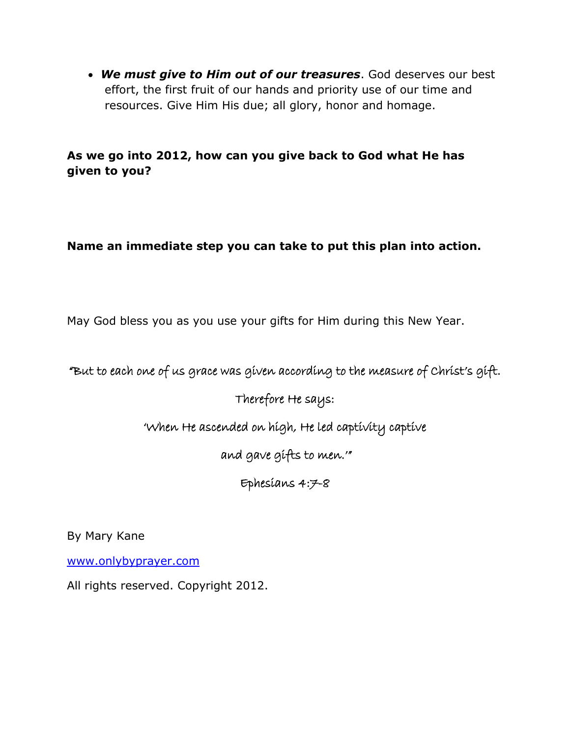- ***We must give to Him out of our treasures***. God deserves our best effort, the first fruit of our hands and priority use of our time and resources. Give Him His due; all glory, honor and homage.

**As we go into 2012, how can you give back to God what He has given to you?**

**Name an immediate step you can take to put this plan into action.**

May God bless you as you use your gifts for Him during this New Year.

"But to each one of us grace was given according to the measure of Christ's gift.

Therefore He says:

'When He ascended on high, He led captivity captive

and gave gifts to men.'"

Ephesians 4:7-8

By Mary Kane

[www.onlybyprayer.com](http://www.onlybyprayer.com)

All rights reserved. Copyright 2012.